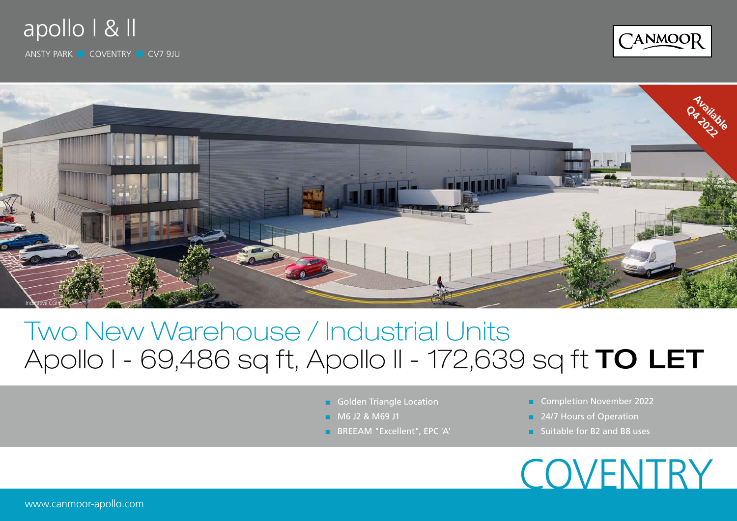# apollo I & II

ANSTY PARK ■ COVENTRY ■ CV7 9JU

CANMOOR

Available Q4 2022

Indicative CGI

## Two New Warehouse / Industrial Units

## Apollo I - 69,486 sq ft, Apollo II - 172,639 sq ft **TO LET**

- Golden Triangle Location
- M6 J2 & M69 J1
- BREEAM "Excellent", EPC 'A'
- Completion November 2022
- 24/7 Hours of Operation
- Suitable for B2 and B8 uses

# COVENTRY

www.canmoor-apollo.com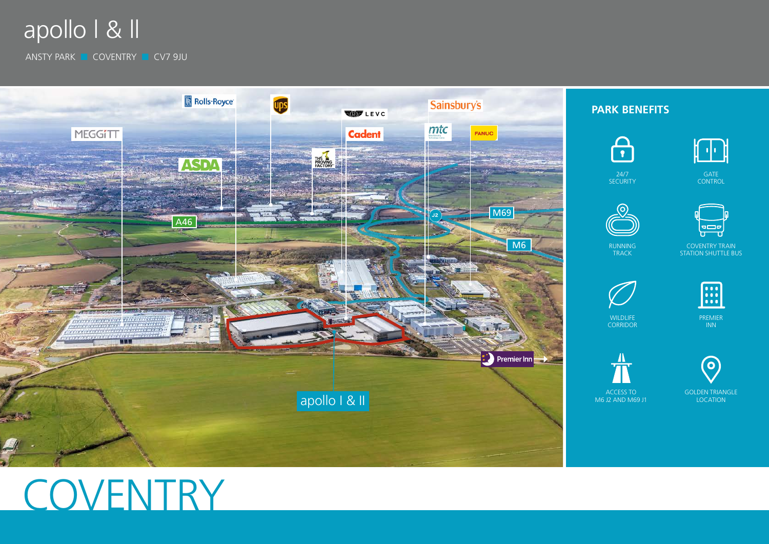# apollo I & II

ANSTY PARK ■ COVENTRY ■ CV7 9JU

MEGGITT

Rolls-Royce

ASDA

UPS

THE PROVING FACTORY

LEVC

Cadent

Sainsbury's

mtc

FANUC

A46

J2

M69

M6

Premier Inn

apollo I & II

## PARK BENEFITS

- 24/7 SECURITY
- GATE CONTROL
- RUNNING TRACK
- COVENTRY TRAIN STATION SHUTTLE BUS
- WILDLIFE CORRIDOR
- PREMIER INN
- ACCESS TO M6 J2 AND M69 J1
- GOLDEN TRIANGLE LOCATION

# COVENTRY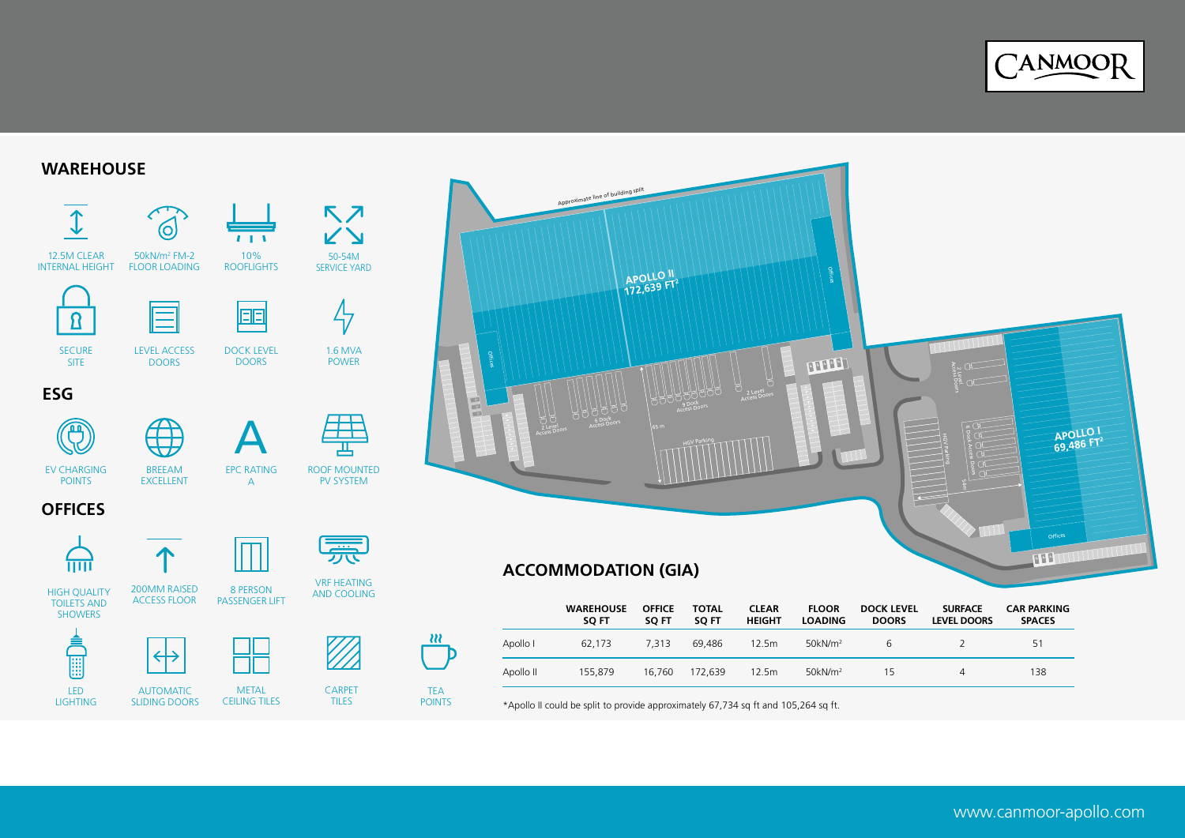## WAREHOUSE

- 12.5M CLEAR INTERNAL HEIGHT
- 50kN/m² FM-2 FLOOR LOADING
- 10% ROOFLIGHTS
- 50-54M SERVICE YARD
- SECURE SITE
- LEVEL ACCESS DOORS
- DOCK LEVEL DOORS
- 1.6 MVA POWER

## ESG

- EV CHARGING POINTS
- BREEAM EXCELLENT
- EPC RATING A
- ROOF MOUNTED PV SYSTEM

## OFFICES

- HIGH QUALITY TOILETS AND SHOWERS
- 200MM RAISED ACCESS FLOOR
- 8 PERSON PASSENGER LIFT
- VRF HEATING AND COOLING
- LED LIGHTING
- AUTOMATIC SLIDING DOORS
- METAL CEILING TILES
- CARPET TILES
- TEA POINTS

Approximate line of building split

APOLLO II 172,639 FT²

APOLLO I 69,486 FT²

Offices | 2 Level Access Doors | 6 Dock Access Doors | 9 Dock Access Doors | 2 Level Access Doors | 65 m | HGV Parking | 2 Level Access Doors | 6 Dock Access Doors | HGV Parking | 54m | Offices

## ACCOMMODATION (GIA)

| | WAREHOUSE SQ FT | OFFICE SQ FT | TOTAL SQ FT | CLEAR HEIGHT | FLOOR LOADING | DOCK LEVEL DOORS | SURFACE LEVEL DOORS | CAR PARKING SPACES |
|---|---|---|---|---|---|---|---|---|
| Apollo I | 62,173 | 7,313 | 69,486 | 12.5m | 50kN/m² | 6 | 2 | 51 |
| Apollo II | 155,879 | 16,760 | 172,639 | 12.5m | 50kN/m² | 15 | 4 | 138 |

*Apollo II could be split to provide approximately 67,734 sq ft and 105,264 sq ft.

www.canmoor-apollo.com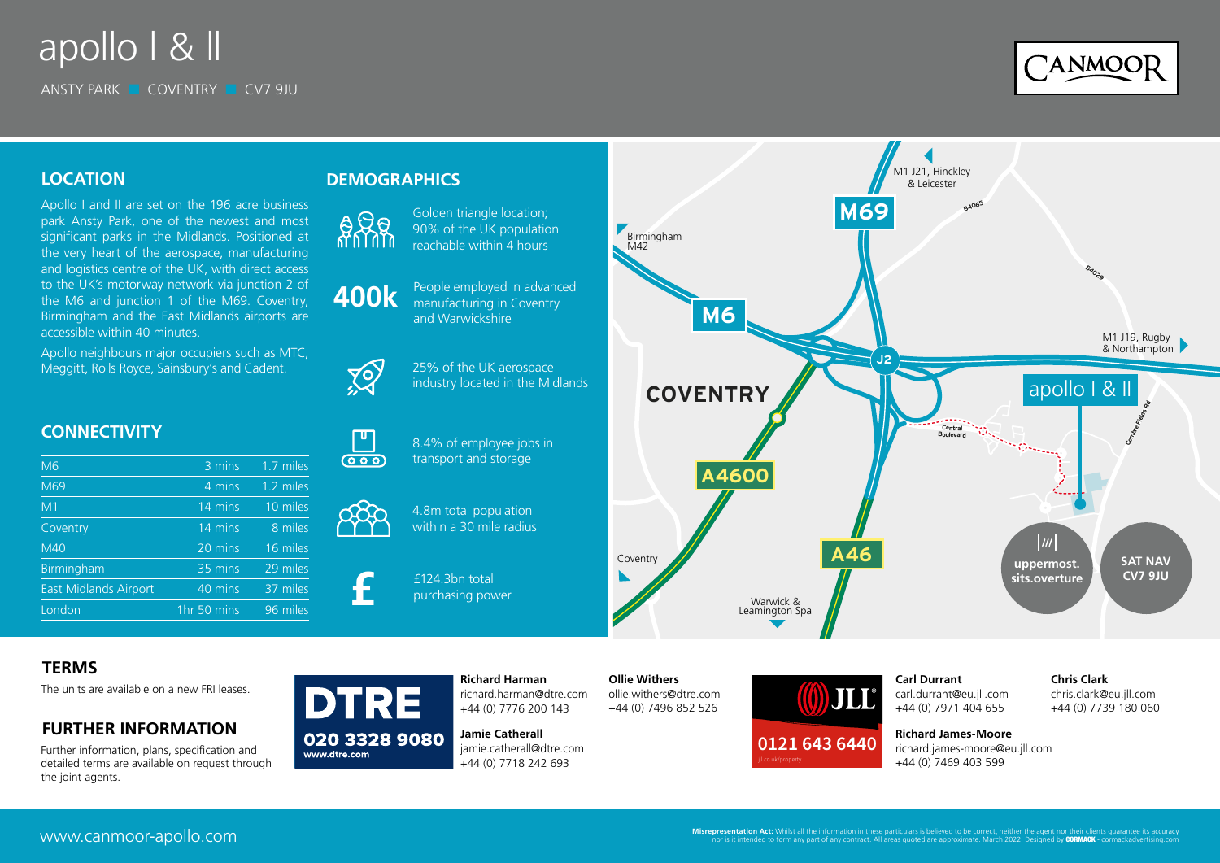# apollo I & II

ANSTY PARK ■ COVENTRY ■ CV7 9JU

CANMOOR

## LOCATION

Apollo I and II are set on the 196 acre business park Ansty Park, one of the newest and most significant parks in the Midlands. Positioned at the very heart of the aerospace, manufacturing and logistics centre of the UK, with direct access to the UK's motorway network via junction 2 of the M6 and junction 1 of the M69. Coventry, Birmingham and the East Midlands airports are accessible within 40 minutes.

Apollo neighbours major occupiers such as MTC, Meggitt, Rolls Royce, Sainsbury's and Cadent.

## CONNECTIVITY

| | | |
|---|---|---|
| M6 | 3 mins | 1.7 miles |
| M69 | 4 mins | 1.2 miles |
| M1 | 14 mins | 10 miles |
| Coventry | 14 mins | 8 miles |
| M40 | 20 mins | 16 miles |
| Birmingham | 35 mins | 29 miles |
| East Midlands Airport | 40 mins | 37 miles |
| London | 1hr 50 mins | 96 miles |

## DEMOGRAPHICS

Golden triangle location; 90% of the UK population reachable within 4 hours

**400k** People employed in advanced manufacturing in Coventry and Warwickshire

25% of the UK aerospace industry located in the Midlands

8.4% of employee jobs in transport and storage

4.8m total population within a 30 mile radius

**£** £124.3bn total purchasing power

M1 J21, Hinckley & Leicester

M69

B4065

Birmingham M42

B4029

M6

M1 J19, Rugby & Northampton

J2

COVENTRY

apollo I & II

Central Boulevard

Combe Fields Rd

A4600

A46

Coventry

Warwick & Leamington Spa

uppermost. sits.overture

SAT NAV CV7 9JU

## TERMS

The units are available on a new FRI leases.

## FURTHER INFORMATION

Further information, plans, specification and detailed terms are available on request through the joint agents.

**DTRE**
020 3328 9080
www.dtre.com

**Richard Harman**
richard.harman@dtre.com
+44 (0) 7776 200 143

**Jamie Catherall**
jamie.catherall@dtre.com
+44 (0) 7718 242 693

**Ollie Withers**
ollie.withers@dtre.com
+44 (0) 7496 852 526

**JLL**
0121 643 6440
jll.co.uk/property

**Carl Durrant**
carl.durrant@eu.jll.com
+44 (0) 7971 404 655

**Richard James-Moore**
richard.james-moore@eu.jll.com
+44 (0) 7469 403 599

**Chris Clark**
chris.clark@eu.jll.com
+44 (0) 7739 180 060

www.canmoor-apollo.com

**Misrepresentation Act:** Whilst all the information in these particulars is believed to be correct, neither the agent nor their clients guarantee its accuracy nor is it intended to form any part of any contract. All areas quoted are approximate. March 2022. Designed by CORMACK - cormackadvertising.com